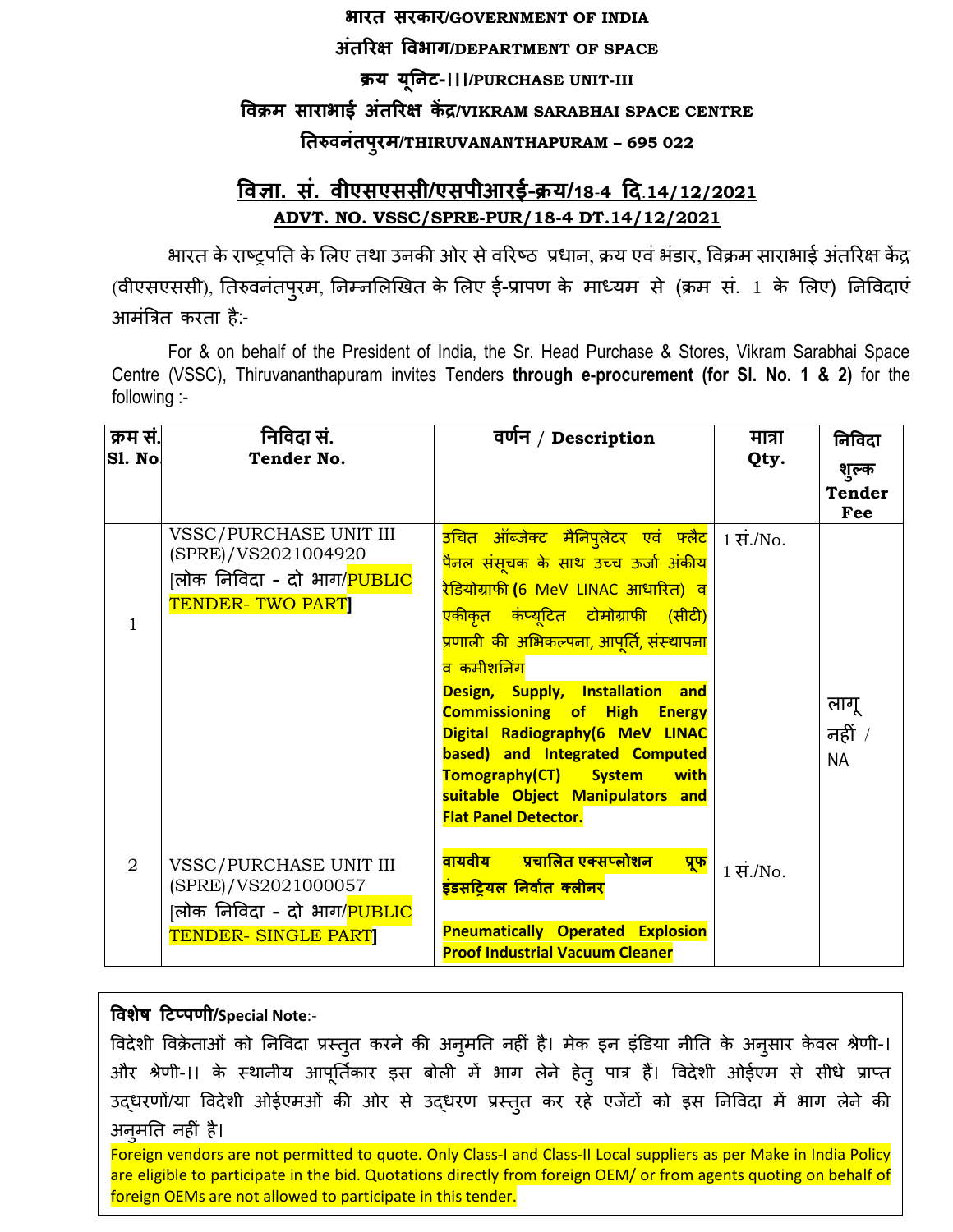**भारत सरकार/GOVERNMENT OF INDIA**

**अंतरिक्ष विभाग/DEPARTMENT OF SPACE**

**क्रय यूनिट-।।।/PURCHASE UNIT-III**

**विक्रम साराभाई अंतरिक्ष केंद्र/VIKRAM SARABHAI SPACE CENTRE**

**तिरुवनंतपुरम/THIRUVANANTHAPURAM – 695 022**

## विज्ञा. सं. वीएसएससी/एसपीआरई-क्रय/18-4 दि.14/12/2021

## ADVT. NO. VSSC/SPRE-PUR/18-4 DT.14/12/2021

भारत के राष्ट्रपति के लिए तथा उनकी ओर से वरिष्ठ प्रधान, क्रय एवं भंडार, विक्रम साराभाई अंतरिक्ष केंद्र (वीएसएससी), तिरुवनंतपुरम, निम्नलिखित के लिए ई-प्रापण के माध्यम से (क्रम सं. 1 के लिए) निविदाएं आमंत्रित करता है:-

For & on behalf of the President of India, the Sr. Head Purchase & Stores, Vikram Sarabhai Space Centre (VSSC), Thiruvananthapuram invites Tenders **through e-procurement (for Sl. No. 1 & 2)** for the following :-

| क्रम सं. Sl. No | निविदा सं. Tender No. | वर्णन / Description | मात्रा Qty. | निविदा शुल्क Tender Fee |
|---|---|---|---|---|
| 1 | VSSC/PURCHASE UNIT III (SPRE)/VS2021004920 [लोक निविदा - दो भाग/PUBLIC TENDER- TWO PART] | उचित ऑब्जेक्ट मैनिपुलेटर एवं फ्लैट पैनल संसूचक के साथ उच्च ऊर्जा अंकीय रेडियोग्राफी (6 MeV LINAC आधारित) व एकीकृत कंप्यूटित टोमोग्राफी (सीटी) प्रणाली की अभिकल्पना, आपूर्ति, संस्थापना व कमीशनिंग **Design, Supply, Installation and Commissioning of High Energy Digital Radiography(6 MeV LINAC based) and Integrated Computed Tomography(CT) System with suitable Object Manipulators and Flat Panel Detector.** | 1 सं./No. | लागू नहीं / NA |
| 2 | VSSC/PURCHASE UNIT III (SPRE)/VS2021000057 [लोक निविदा - दो भाग/PUBLIC TENDER- SINGLE PART] | **वायवीय प्रचालित एक्सप्लोशन प्रूफ इंडसट्रियल निर्वात क्लीनर** **Pneumatically Operated Explosion Proof Industrial Vacuum Cleaner** | 1 सं./No. | |

**विशेष टिप्पणी/Special Note**:-

विदेशी विक्रेताओं को निविदा प्रस्तुत करने की अनुमति नहीं है। मेक इन इंडिया नीति के अनुसार केवल श्रेणी-। और श्रेणी-।। के स्थानीय आपूर्तिकार इस बोली में भाग लेने हेतु पात्र हैं। विदेशी ओईएम से सीधे प्राप्त उद्धरणों/या विदेशी ओईएमओं की ओर से उद्धरण प्रस्तुत कर रहे एजेंटों को इस निविदा में भाग लेने की अनुमति नहीं है।

Foreign vendors are not permitted to quote. Only Class-I and Class-II Local suppliers as per Make in India Policy are eligible to participate in the bid. Quotations directly from foreign OEM/ or from agents quoting on behalf of foreign OEMs are not allowed to participate in this tender.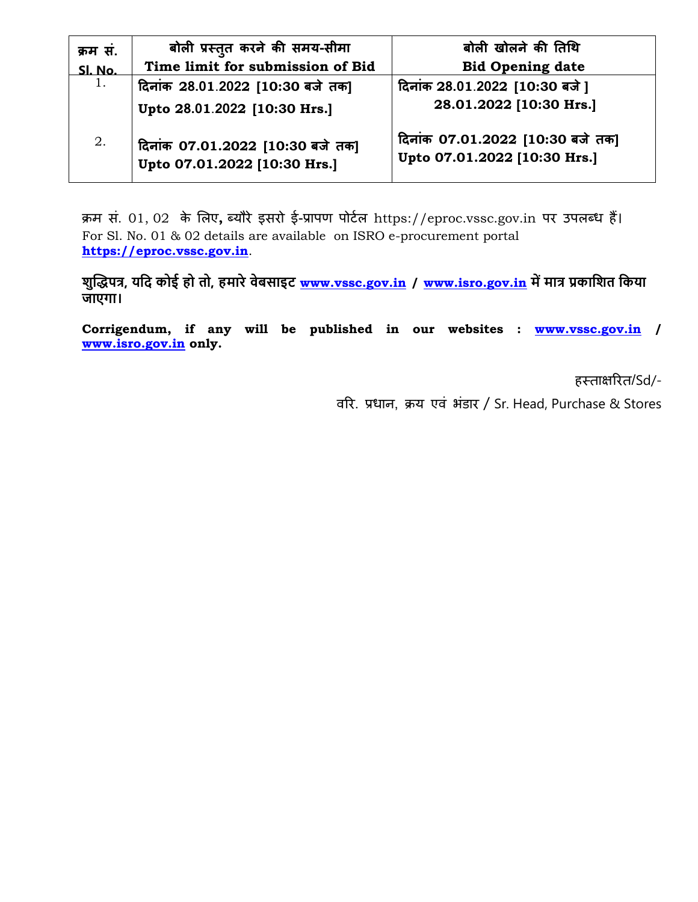| क्रम सं. Sl. No. | बोली प्रस्तुत करने की समय-सीमा Time limit for submission of Bid | बोली खोलने की तिथि Bid Opening date |
|---|---|---|
| 1. | दिनांक 28.01.2022 [10:30 बजे तक] Upto 28.01.2022 [10:30 Hrs.] | दिनांक 28.01.2022 [10:30 बजे ] 28.01.2022 [10:30 Hrs.] |
| 2. | दिनांक 07.01.2022 [10:30 बजे तक] Upto 07.01.2022 [10:30 Hrs.] | दिनांक 07.01.2022 [10:30 बजे तक] Upto 07.01.2022 [10:30 Hrs.] |

क्रम सं. 01, 02 के लिए, ब्यौरे इसरो ई-प्रापण पोर्टल https://eproc.vssc.gov.in पर उपलब्ध हैं।
For Sl. No. 01 & 02 details are available on ISRO e-procurement portal **https://eproc.vssc.gov.in**.

**शुद्धिपत्र, यदि कोई हो तो, हमारे वेबसाइट www.vssc.gov.in / www.isro.gov.in में मात्र प्रकाशित किया जाएगा।**

**Corrigendum, if any will be published in our websites : www.vssc.gov.in / www.isro.gov.in only.**

हस्ताक्षरित/Sd/-

वरि. प्रधान, क्रय एवं भंडार / Sr. Head, Purchase & Stores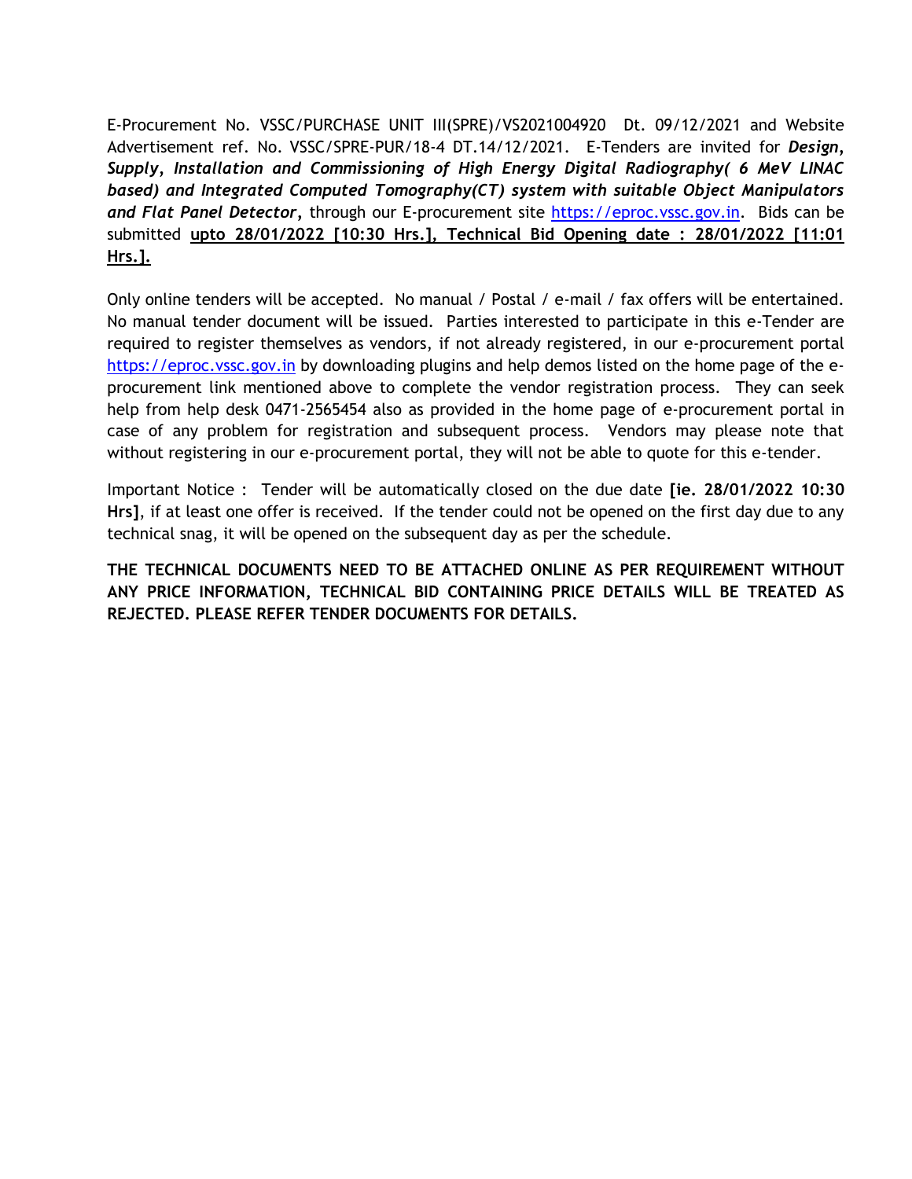E-Procurement No. VSSC/PURCHASE UNIT III(SPRE)/VS2021004920 Dt. 09/12/2021 and Website Advertisement ref. No. VSSC/SPRE-PUR/18-4 DT.14/12/2021. E-Tenders are invited for ***Design, Supply, Installation and Commissioning of High Energy Digital Radiography( 6 MeV LINAC based) and Integrated Computed Tomography(CT) system with suitable Object Manipulators and Flat Panel Detector*,** through our E-procurement site [https://eproc.vssc.gov.in](https://eproc.vssc.gov.in). Bids can be submitted **upto 28/01/2022 [10:30 Hrs.], Technical Bid Opening date : 28/01/2022 [11:01 Hrs.].**

Only online tenders will be accepted. No manual / Postal / e-mail / fax offers will be entertained. No manual tender document will be issued. Parties interested to participate in this e-Tender are required to register themselves as vendors, if not already registered, in our e-procurement portal [https://eproc.vssc.gov.in](https://eproc.vssc.gov.in) by downloading plugins and help demos listed on the home page of the e-procurement link mentioned above to complete the vendor registration process. They can seek help from help desk 0471-2565454 also as provided in the home page of e-procurement portal in case of any problem for registration and subsequent process. Vendors may please note that without registering in our e-procurement portal, they will not be able to quote for this e-tender.

Important Notice : Tender will be automatically closed on the due date **[ie. 28/01/2022 10:30 Hrs]**, if at least one offer is received. If the tender could not be opened on the first day due to any technical snag, it will be opened on the subsequent day as per the schedule.

**THE TECHNICAL DOCUMENTS NEED TO BE ATTACHED ONLINE AS PER REQUIREMENT WITHOUT ANY PRICE INFORMATION, TECHNICAL BID CONTAINING PRICE DETAILS WILL BE TREATED AS REJECTED. PLEASE REFER TENDER DOCUMENTS FOR DETAILS.**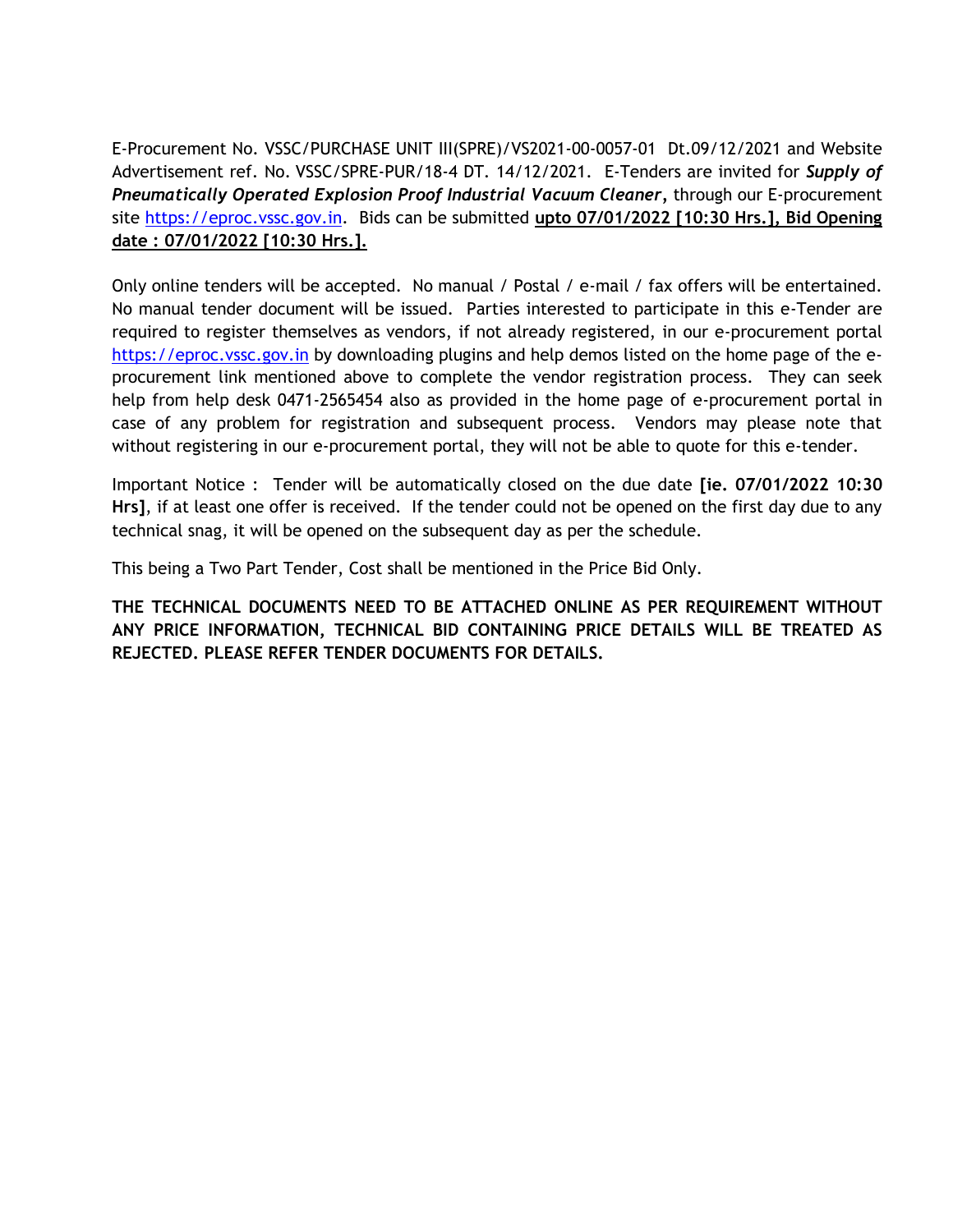E-Procurement No. VSSC/PURCHASE UNIT III(SPRE)/VS2021-00-0057-01 Dt.09/12/2021 and Website Advertisement ref. No. VSSC/SPRE-PUR/18-4 DT. 14/12/2021. E-Tenders are invited for ***Supply of Pneumatically Operated Explosion Proof Industrial Vacuum Cleaner***, through our E-procurement site https://eproc.vssc.gov.in. Bids can be submitted **upto 07/01/2022 [10:30 Hrs.], Bid Opening date : 07/01/2022 [10:30 Hrs.].**

Only online tenders will be accepted. No manual / Postal / e-mail / fax offers will be entertained. No manual tender document will be issued. Parties interested to participate in this e-Tender are required to register themselves as vendors, if not already registered, in our e-procurement portal https://eproc.vssc.gov.in by downloading plugins and help demos listed on the home page of the e-procurement link mentioned above to complete the vendor registration process. They can seek help from help desk 0471-2565454 also as provided in the home page of e-procurement portal in case of any problem for registration and subsequent process. Vendors may please note that without registering in our e-procurement portal, they will not be able to quote for this e-tender.

Important Notice : Tender will be automatically closed on the due date **[ie. 07/01/2022 10:30 Hrs]**, if at least one offer is received. If the tender could not be opened on the first day due to any technical snag, it will be opened on the subsequent day as per the schedule.

This being a Two Part Tender, Cost shall be mentioned in the Price Bid Only.

**THE TECHNICAL DOCUMENTS NEED TO BE ATTACHED ONLINE AS PER REQUIREMENT WITHOUT ANY PRICE INFORMATION, TECHNICAL BID CONTAINING PRICE DETAILS WILL BE TREATED AS REJECTED. PLEASE REFER TENDER DOCUMENTS FOR DETAILS.**